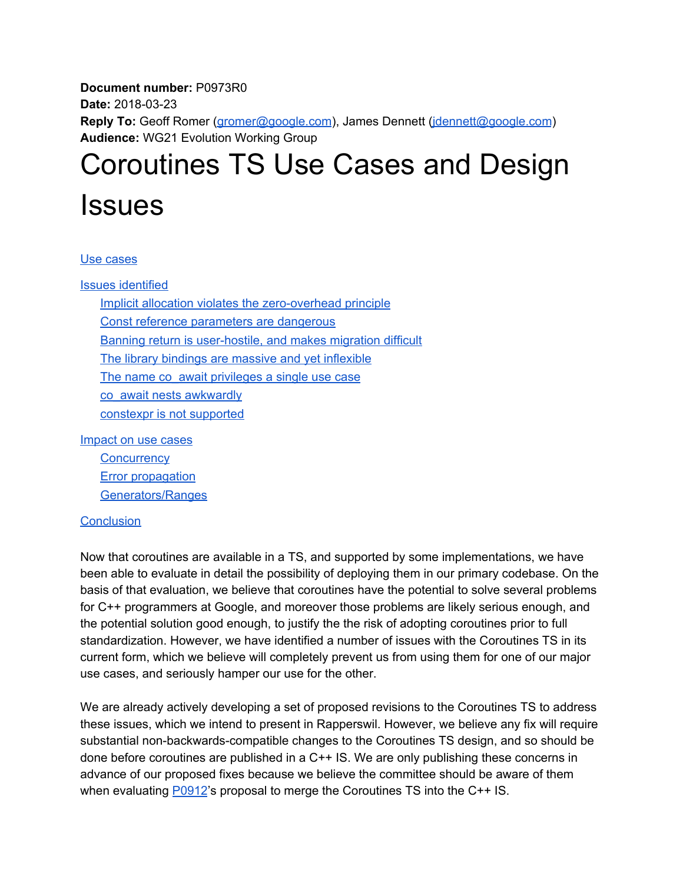**Document number:** P0973R0
**Date:** 2018-03-23
**Reply To:** Geoff Romer (gromer@google.com), James Dennett (jdennett@google.com)
**Audience:** WG21 Evolution Working Group

# Coroutines TS Use Cases and Design Issues

- Use cases
- Issues identified
  - Implicit allocation violates the zero-overhead principle
  - Const reference parameters are dangerous
  - Banning return is user-hostile, and makes migration difficult
  - The library bindings are massive and yet inflexible
  - The name co_await privileges a single use case
  - co_await nests awkwardly
  - constexpr is not supported
- Impact on use cases
  - Concurrency
  - Error propagation
  - Generators/Ranges
- Conclusion

Now that coroutines are available in a TS, and supported by some implementations, we have been able to evaluate in detail the possibility of deploying them in our primary codebase. On the basis of that evaluation, we believe that coroutines have the potential to solve several problems for C++ programmers at Google, and moreover those problems are likely serious enough, and the potential solution good enough, to justify the the risk of adopting coroutines prior to full standardization. However, we have identified a number of issues with the Coroutines TS in its current form, which we believe will completely prevent us from using them for one of our major use cases, and seriously hamper our use for the other.

We are already actively developing a set of proposed revisions to the Coroutines TS to address these issues, which we intend to present in Rapperswil. However, we believe any fix will require substantial non-backwards-compatible changes to the Coroutines TS design, and so should be done before coroutines are published in a C++ IS. We are only publishing these concerns in advance of our proposed fixes because we believe the committee should be aware of them when evaluating P0912's proposal to merge the Coroutines TS into the C++ IS.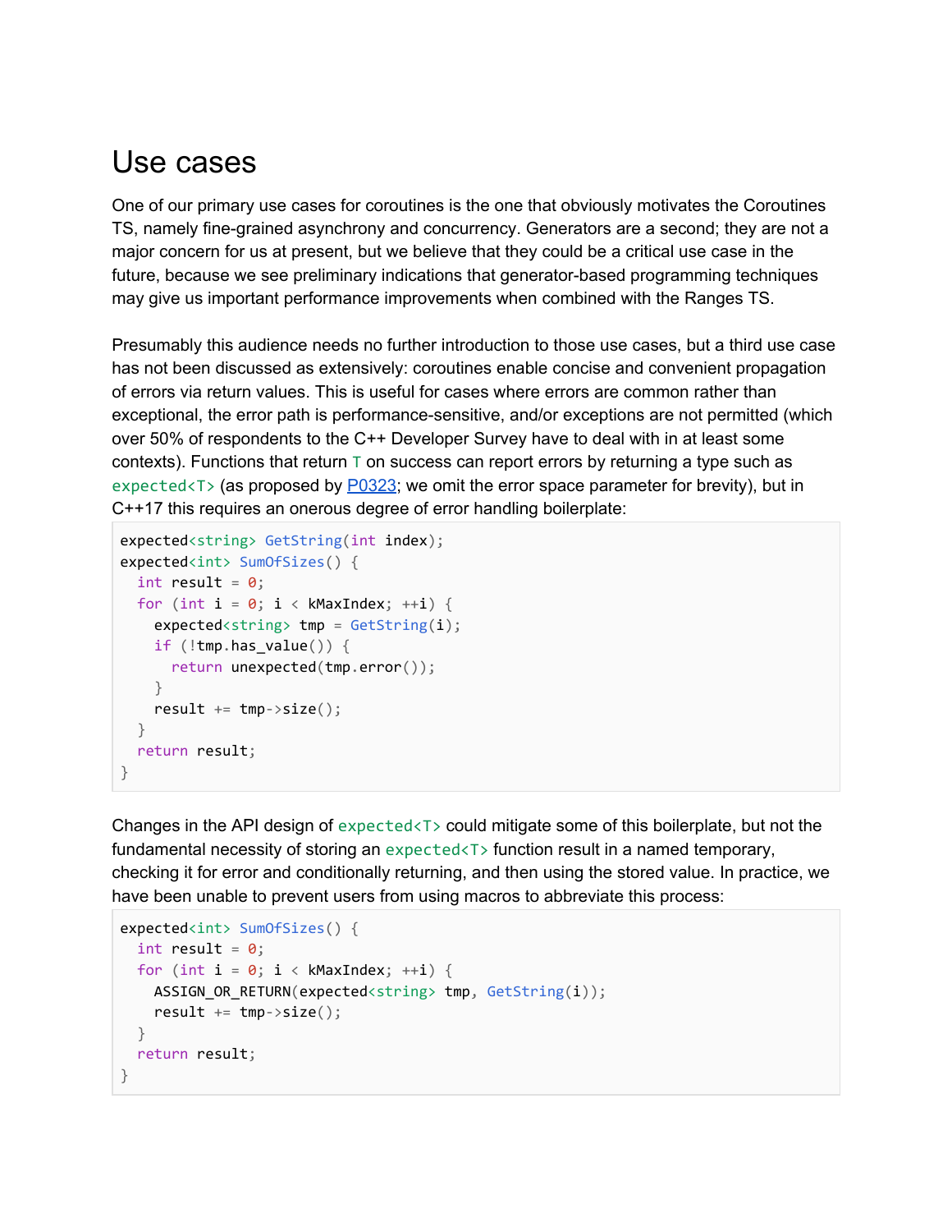# Use cases

One of our primary use cases for coroutines is the one that obviously motivates the Coroutines TS, namely fine-grained asynchrony and concurrency. Generators are a second; they are not a major concern for us at present, but we believe that they could be a critical use case in the future, because we see preliminary indications that generator-based programming techniques may give us important performance improvements when combined with the Ranges TS.

Presumably this audience needs no further introduction to those use cases, but a third use case has not been discussed as extensively: coroutines enable concise and convenient propagation of errors via return values. This is useful for cases where errors are common rather than exceptional, the error path is performance-sensitive, and/or exceptions are not permitted (which over 50% of respondents to the C++ Developer Survey have to deal with in at least some contexts). Functions that return `T` on success can report errors by returning a type such as `expected<T>` (as proposed by [P0323](); we omit the error space parameter for brevity), but in C++17 this requires an onerous degree of error handling boilerplate:

```
expected<string> GetString(int index);
expected<int> SumOfSizes() {
  int result = 0;
  for (int i = 0; i < kMaxIndex; ++i) {
    expected<string> tmp = GetString(i);
    if (!tmp.has_value()) {
      return unexpected(tmp.error());
    }
    result += tmp->size();
  }
  return result;
}
```

Changes in the API design of `expected<T>` could mitigate some of this boilerplate, but not the fundamental necessity of storing an `expected<T>` function result in a named temporary, checking it for error and conditionally returning, and then using the stored value. In practice, we have been unable to prevent users from using macros to abbreviate this process:

```
expected<int> SumOfSizes() {
  int result = 0;
  for (int i = 0; i < kMaxIndex; ++i) {
    ASSIGN_OR_RETURN(expected<string> tmp, GetString(i));
    result += tmp->size();
  }
  return result;
}
```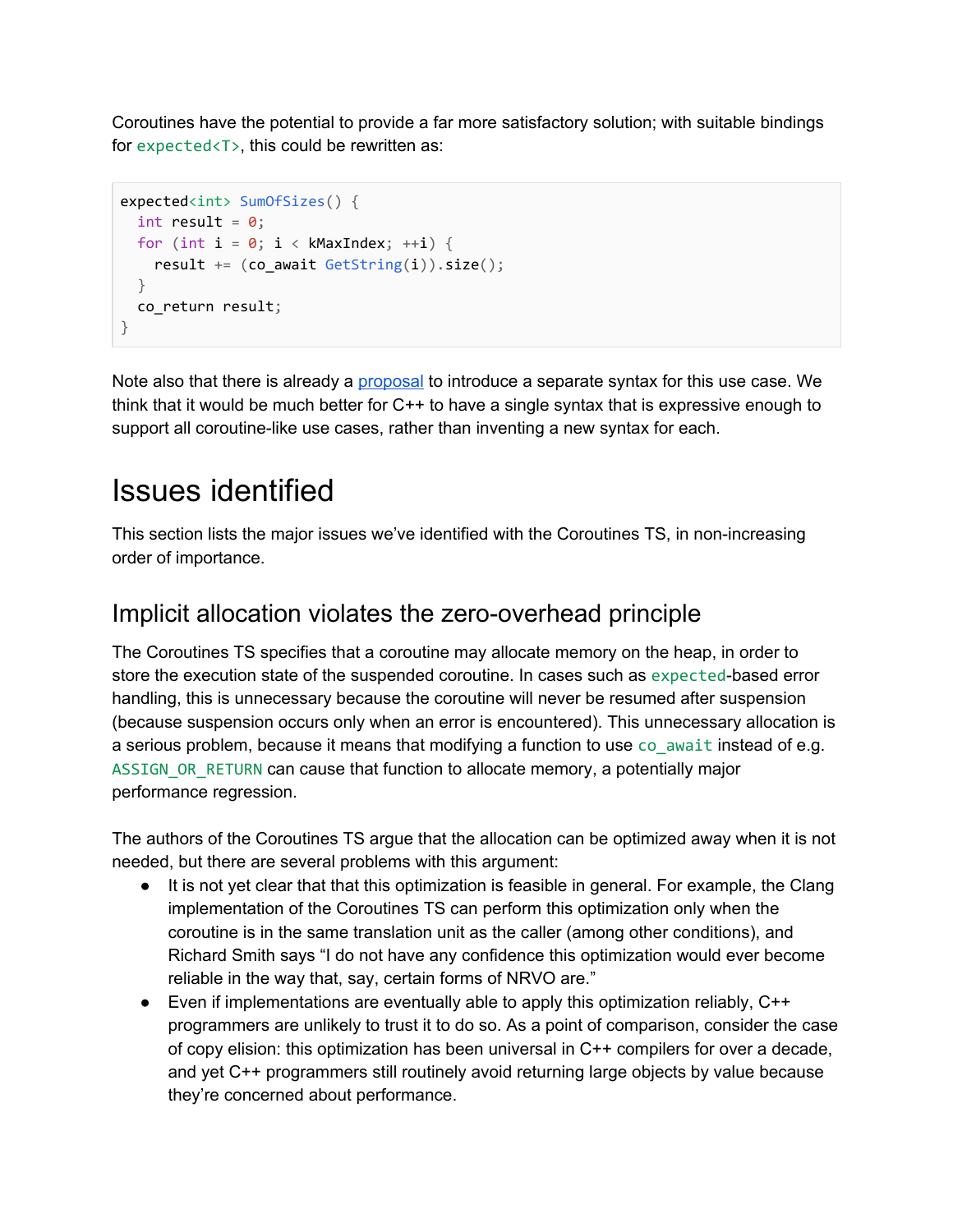Coroutines have the potential to provide a far more satisfactory solution; with suitable bindings for `expected<T>`, this could be rewritten as:

```
expected<int> SumOfSizes() {
  int result = 0;
  for (int i = 0; i < kMaxIndex; ++i) {
    result += (co_await GetString(i)).size();
  }
  co_return result;
}
```

Note also that there is already a proposal to introduce a separate syntax for this use case. We think that it would be much better for C++ to have a single syntax that is expressive enough to support all coroutine-like use cases, rather than inventing a new syntax for each.

# Issues identified

This section lists the major issues we've identified with the Coroutines TS, in non-increasing order of importance.

## Implicit allocation violates the zero-overhead principle

The Coroutines TS specifies that a coroutine may allocate memory on the heap, in order to store the execution state of the suspended coroutine. In cases such as `expected`-based error handling, this is unnecessary because the coroutine will never be resumed after suspension (because suspension occurs only when an error is encountered). This unnecessary allocation is a serious problem, because it means that modifying a function to use `co_await` instead of e.g. `ASSIGN_OR_RETURN` can cause that function to allocate memory, a potentially major performance regression.

The authors of the Coroutines TS argue that the allocation can be optimized away when it is not needed, but there are several problems with this argument:

- It is not yet clear that that this optimization is feasible in general. For example, the Clang implementation of the Coroutines TS can perform this optimization only when the coroutine is in the same translation unit as the caller (among other conditions), and Richard Smith says "I do not have any confidence this optimization would ever become reliable in the way that, say, certain forms of NRVO are."
- Even if implementations are eventually able to apply this optimization reliably, C++ programmers are unlikely to trust it to do so. As a point of comparison, consider the case of copy elision: this optimization has been universal in C++ compilers for over a decade, and yet C++ programmers still routinely avoid returning large objects by value because they're concerned about performance.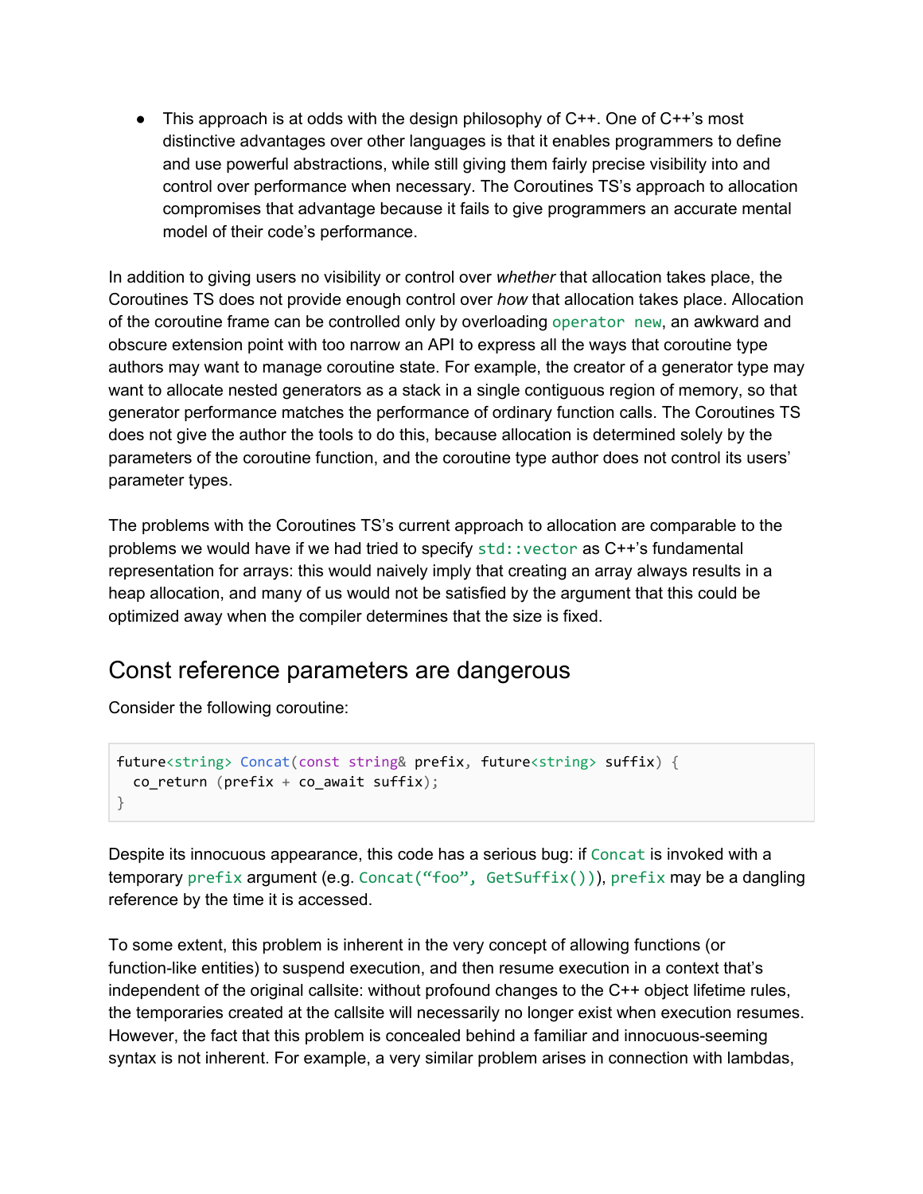- This approach is at odds with the design philosophy of C++. One of C++'s most distinctive advantages over other languages is that it enables programmers to define and use powerful abstractions, while still giving them fairly precise visibility into and control over performance when necessary. The Coroutines TS's approach to allocation compromises that advantage because it fails to give programmers an accurate mental model of their code's performance.

In addition to giving users no visibility or control over *whether* that allocation takes place, the Coroutines TS does not provide enough control over *how* that allocation takes place. Allocation of the coroutine frame can be controlled only by overloading `operator new`, an awkward and obscure extension point with too narrow an API to express all the ways that coroutine type authors may want to manage coroutine state. For example, the creator of a generator type may want to allocate nested generators as a stack in a single contiguous region of memory, so that generator performance matches the performance of ordinary function calls. The Coroutines TS does not give the author the tools to do this, because allocation is determined solely by the parameters of the coroutine function, and the coroutine type author does not control its users' parameter types.

The problems with the Coroutines TS's current approach to allocation are comparable to the problems we would have if we had tried to specify `std::vector` as C++'s fundamental representation for arrays: this would naively imply that creating an array always results in a heap allocation, and many of us would not be satisfied by the argument that this could be optimized away when the compiler determines that the size is fixed.

## Const reference parameters are dangerous

Consider the following coroutine:

```
future<string> Concat(const string& prefix, future<string> suffix) {
  co_return (prefix + co_await suffix);
}
```

Despite its innocuous appearance, this code has a serious bug: if `Concat` is invoked with a temporary `prefix` argument (e.g. `Concat("foo", GetSuffix())`), `prefix` may be a dangling reference by the time it is accessed.

To some extent, this problem is inherent in the very concept of allowing functions (or function-like entities) to suspend execution, and then resume execution in a context that's independent of the original callsite: without profound changes to the C++ object lifetime rules, the temporaries created at the callsite will necessarily no longer exist when execution resumes. However, the fact that this problem is concealed behind a familiar and innocuous-seeming syntax is not inherent. For example, a very similar problem arises in connection with lambdas,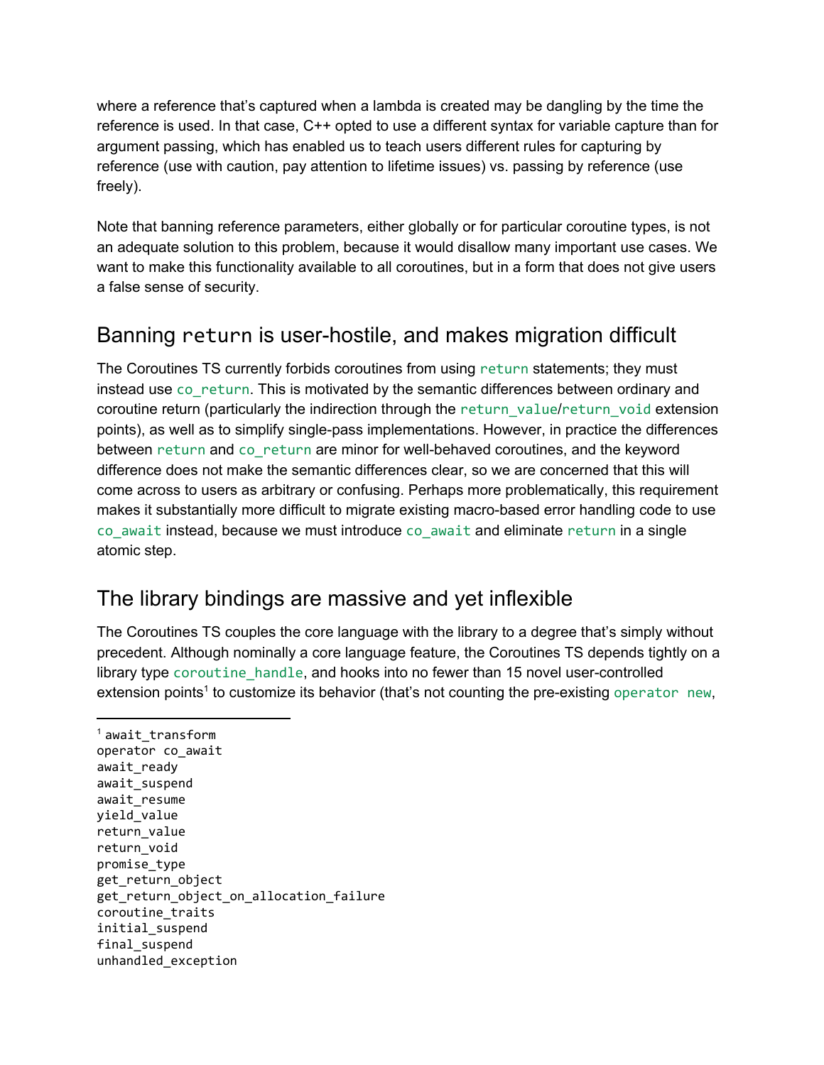where a reference that's captured when a lambda is created may be dangling by the time the reference is used. In that case, C++ opted to use a different syntax for variable capture than for argument passing, which has enabled us to teach users different rules for capturing by reference (use with caution, pay attention to lifetime issues) vs. passing by reference (use freely).

Note that banning reference parameters, either globally or for particular coroutine types, is not an adequate solution to this problem, because it would disallow many important use cases. We want to make this functionality available to all coroutines, but in a form that does not give users a false sense of security.

## Banning `return` is user-hostile, and makes migration difficult

The Coroutines TS currently forbids coroutines from using `return` statements; they must instead use `co_return`. This is motivated by the semantic differences between ordinary and coroutine return (particularly the indirection through the `return_value`/`return_void` extension points), as well as to simplify single-pass implementations. However, in practice the differences between `return` and `co_return` are minor for well-behaved coroutines, and the keyword difference does not make the semantic differences clear, so we are concerned that this will come across to users as arbitrary or confusing. Perhaps more problematically, this requirement makes it substantially more difficult to migrate existing macro-based error handling code to use `co_await` instead, because we must introduce `co_await` and eliminate `return` in a single atomic step.

## The library bindings are massive and yet inflexible

The Coroutines TS couples the core language with the library to a degree that's simply without precedent. Although nominally a core language feature, the Coroutines TS depends tightly on a library type `coroutine_handle`, and hooks into no fewer than 15 novel user-controlled extension points[1] to customize its behavior (that's not counting the pre-existing `operator new`,

---

[1] 
```
await_transform
operator co_await
await_ready
await_suspend
await_resume
yield_value
return_value
return_void
promise_type
get_return_object
get_return_object_on_allocation_failure
coroutine_traits
initial_suspend
final_suspend
unhandled_exception
```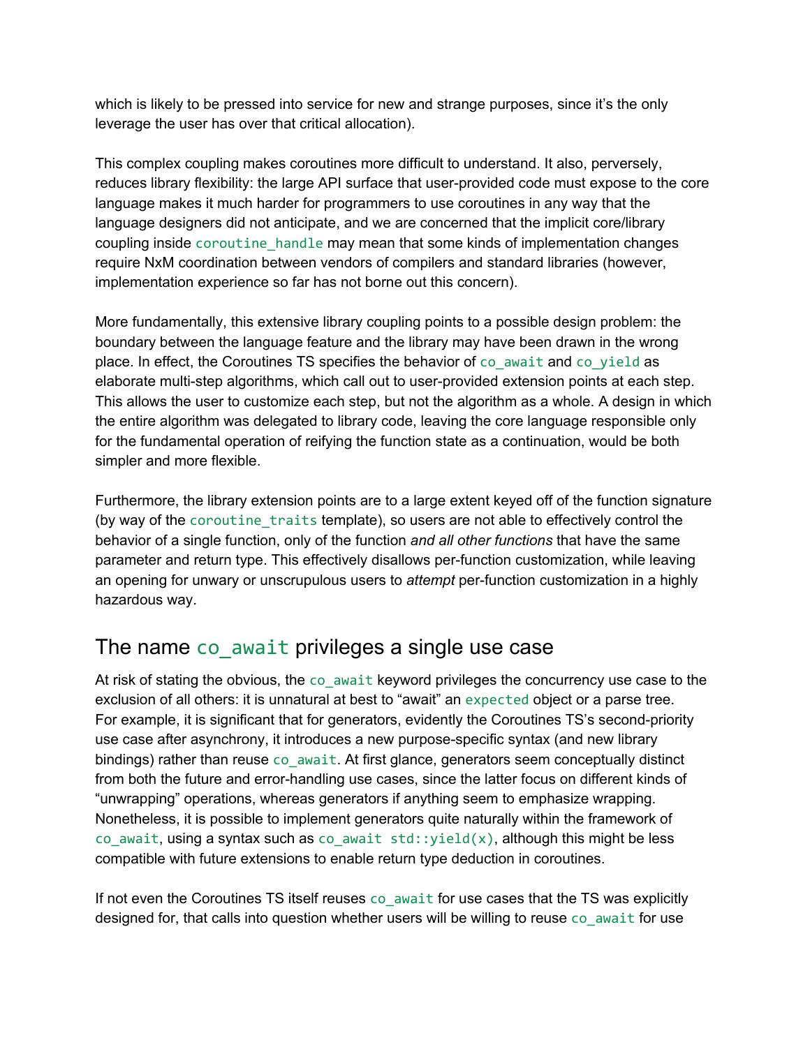which is likely to be pressed into service for new and strange purposes, since it's the only leverage the user has over that critical allocation).

This complex coupling makes coroutines more difficult to understand. It also, perversely, reduces library flexibility: the large API surface that user-provided code must expose to the core language makes it much harder for programmers to use coroutines in any way that the language designers did not anticipate, and we are concerned that the implicit core/library coupling inside `coroutine_handle` may mean that some kinds of implementation changes require NxM coordination between vendors of compilers and standard libraries (however, implementation experience so far has not borne out this concern).

More fundamentally, this extensive library coupling points to a possible design problem: the boundary between the language feature and the library may have been drawn in the wrong place. In effect, the Coroutines TS specifies the behavior of `co_await` and `co_yield` as elaborate multi-step algorithms, which call out to user-provided extension points at each step. This allows the user to customize each step, but not the algorithm as a whole. A design in which the entire algorithm was delegated to library code, leaving the core language responsible only for the fundamental operation of reifying the function state as a continuation, would be both simpler and more flexible.

Furthermore, the library extension points are to a large extent keyed off of the function signature (by way of the `coroutine_traits` template), so users are not able to effectively control the behavior of a single function, only of the function *and all other functions* that have the same parameter and return type. This effectively disallows per-function customization, while leaving an opening for unwary or unscrupulous users to *attempt* per-function customization in a highly hazardous way.

## The name `co_await` privileges a single use case

At risk of stating the obvious, the `co_await` keyword privileges the concurrency use case to the exclusion of all others: it is unnatural at best to "await" an `expected` object or a parse tree. For example, it is significant that for generators, evidently the Coroutines TS's second-priority use case after asynchrony, it introduces a new purpose-specific syntax (and new library bindings) rather than reuse `co_await`. At first glance, generators seem conceptually distinct from both the future and error-handling use cases, since the latter focus on different kinds of "unwrapping" operations, whereas generators if anything seem to emphasize wrapping. Nonetheless, it is possible to implement generators quite naturally within the framework of `co_await`, using a syntax such as `co_await std::yield(x)`, although this might be less compatible with future extensions to enable return type deduction in coroutines.

If not even the Coroutines TS itself reuses `co_await` for use cases that the TS was explicitly designed for, that calls into question whether users will be willing to reuse `co_await` for use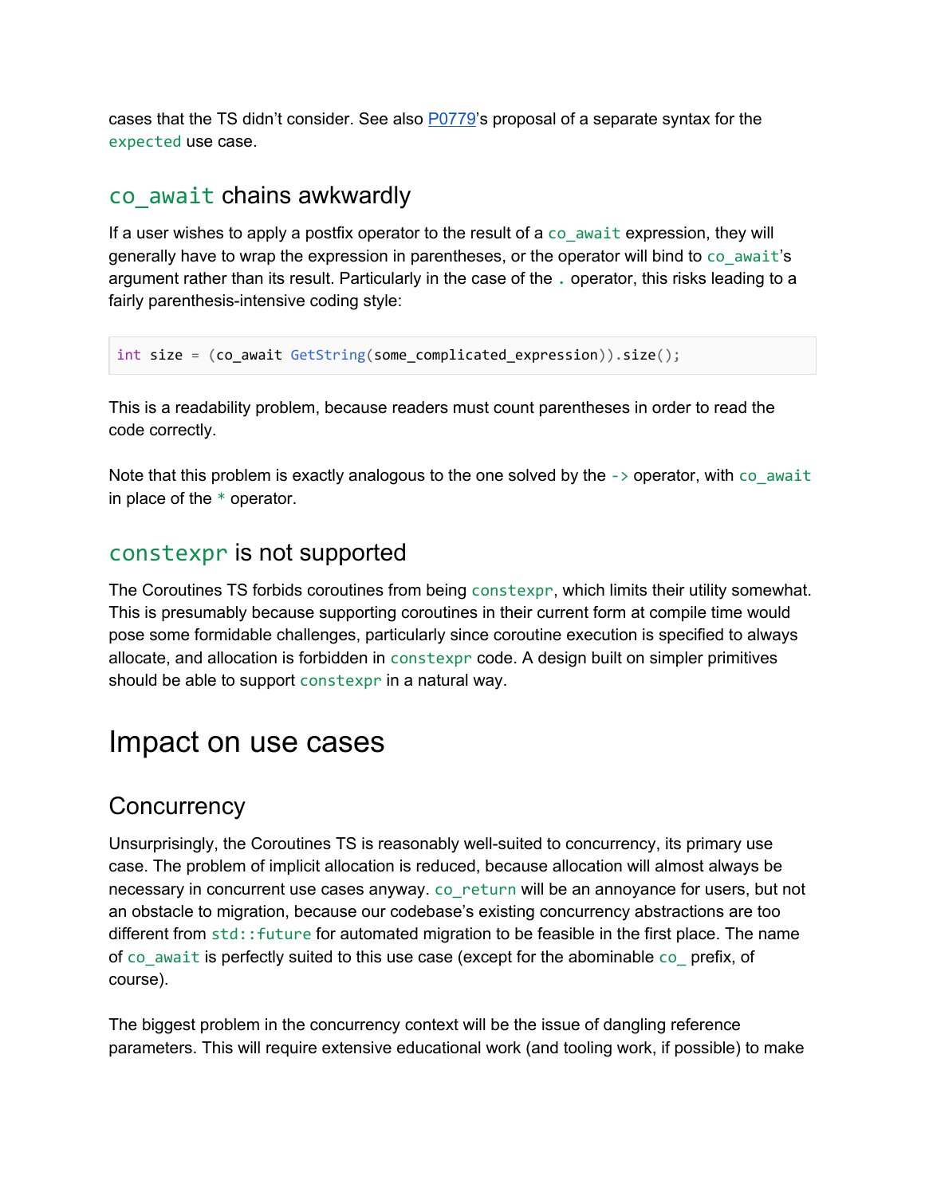cases that the TS didn't consider. See also [P0779](#)'s proposal of a separate syntax for the `expected` use case.

## `co_await` chains awkwardly

If a user wishes to apply a postfix operator to the result of a `co_await` expression, they will generally have to wrap the expression in parentheses, or the operator will bind to `co_await`'s argument rather than its result. Particularly in the case of the `.` operator, this risks leading to a fairly parenthesis-intensive coding style:

```
int size = (co_await GetString(some_complicated_expression)).size();
```

This is a readability problem, because readers must count parentheses in order to read the code correctly.

Note that this problem is exactly analogous to the one solved by the `->` operator, with `co_await` in place of the `*` operator.

## `constexpr` is not supported

The Coroutines TS forbids coroutines from being `constexpr`, which limits their utility somewhat. This is presumably because supporting coroutines in their current form at compile time would pose some formidable challenges, particularly since coroutine execution is specified to always allocate, and allocation is forbidden in `constexpr` code. A design built on simpler primitives should be able to support `constexpr` in a natural way.

# Impact on use cases

## Concurrency

Unsurprisingly, the Coroutines TS is reasonably well-suited to concurrency, its primary use case. The problem of implicit allocation is reduced, because allocation will almost always be necessary in concurrent use cases anyway. `co_return` will be an annoyance for users, but not an obstacle to migration, because our codebase's existing concurrency abstractions are too different from `std::future` for automated migration to be feasible in the first place. The name of `co_await` is perfectly suited to this use case (except for the abominable `co_` prefix, of course).

The biggest problem in the concurrency context will be the issue of dangling reference parameters. This will require extensive educational work (and tooling work, if possible) to make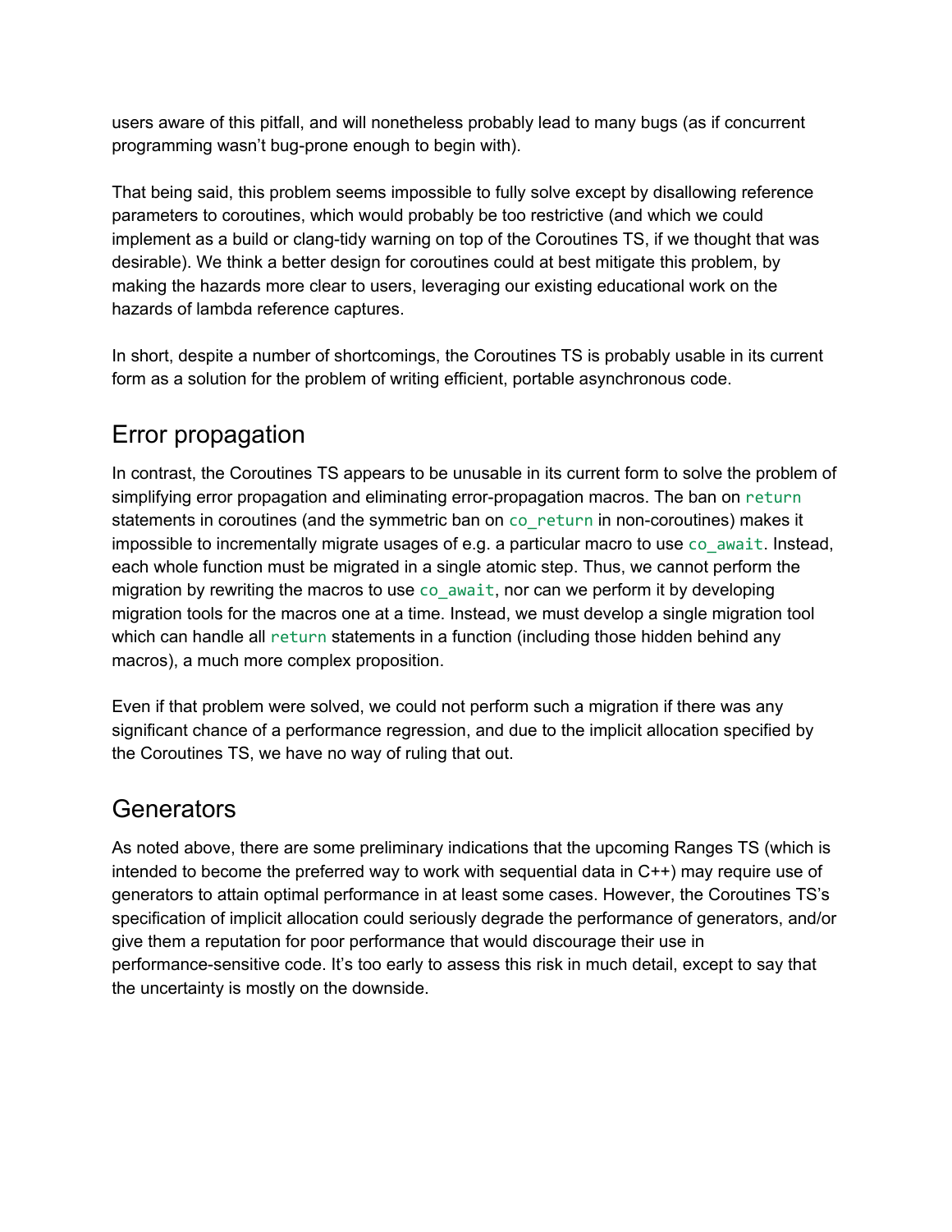users aware of this pitfall, and will nonetheless probably lead to many bugs (as if concurrent programming wasn't bug-prone enough to begin with).

That being said, this problem seems impossible to fully solve except by disallowing reference parameters to coroutines, which would probably be too restrictive (and which we could implement as a build or clang-tidy warning on top of the Coroutines TS, if we thought that was desirable). We think a better design for coroutines could at best mitigate this problem, by making the hazards more clear to users, leveraging our existing educational work on the hazards of lambda reference captures.

In short, despite a number of shortcomings, the Coroutines TS is probably usable in its current form as a solution for the problem of writing efficient, portable asynchronous code.

## Error propagation

In contrast, the Coroutines TS appears to be unusable in its current form to solve the problem of simplifying error propagation and eliminating error-propagation macros. The ban on `return` statements in coroutines (and the symmetric ban on `co_return` in non-coroutines) makes it impossible to incrementally migrate usages of e.g. a particular macro to use `co_await`. Instead, each whole function must be migrated in a single atomic step. Thus, we cannot perform the migration by rewriting the macros to use `co_await`, nor can we perform it by developing migration tools for the macros one at a time. Instead, we must develop a single migration tool which can handle all `return` statements in a function (including those hidden behind any macros), a much more complex proposition.

Even if that problem were solved, we could not perform such a migration if there was any significant chance of a performance regression, and due to the implicit allocation specified by the Coroutines TS, we have no way of ruling that out.

## Generators

As noted above, there are some preliminary indications that the upcoming Ranges TS (which is intended to become the preferred way to work with sequential data in C++) may require use of generators to attain optimal performance in at least some cases. However, the Coroutines TS's specification of implicit allocation could seriously degrade the performance of generators, and/or give them a reputation for poor performance that would discourage their use in performance-sensitive code. It's too early to assess this risk in much detail, except to say that the uncertainty is mostly on the downside.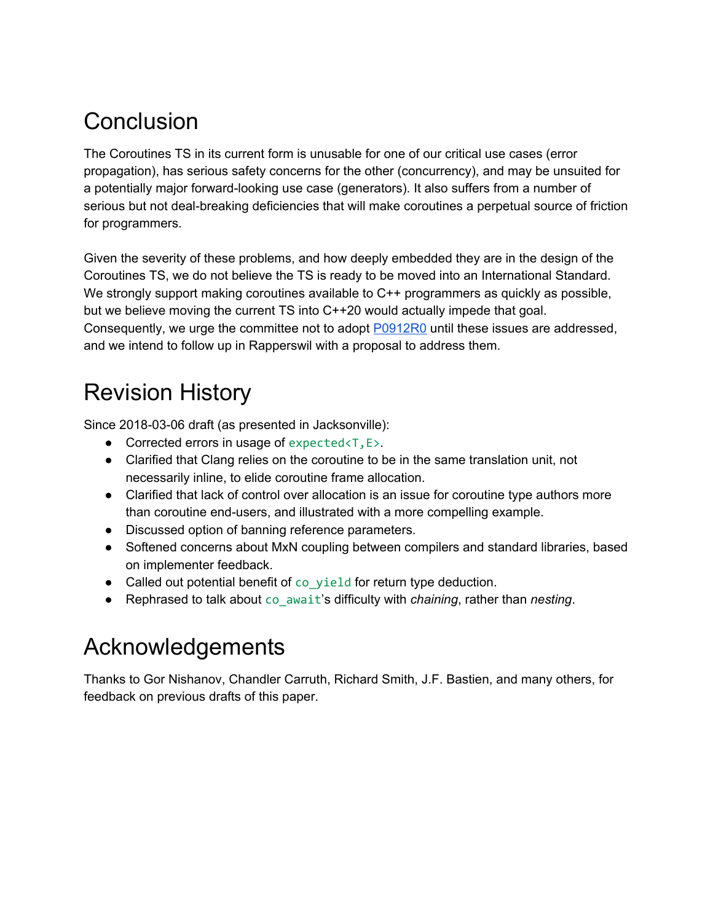# Conclusion

The Coroutines TS in its current form is unusable for one of our critical use cases (error propagation), has serious safety concerns for the other (concurrency), and may be unsuited for a potentially major forward-looking use case (generators). It also suffers from a number of serious but not deal-breaking deficiencies that will make coroutines a perpetual source of friction for programmers.

Given the severity of these problems, and how deeply embedded they are in the design of the Coroutines TS, we do not believe the TS is ready to be moved into an International Standard. We strongly support making coroutines available to C++ programmers as quickly as possible, but we believe moving the current TS into C++20 would actually impede that goal. Consequently, we urge the committee not to adopt P0912R0 until these issues are addressed, and we intend to follow up in Rapperswil with a proposal to address them.

# Revision History

Since 2018-03-06 draft (as presented in Jacksonville):

- Corrected errors in usage of `expected<T,E>`.
- Clarified that Clang relies on the coroutine to be in the same translation unit, not necessarily inline, to elide coroutine frame allocation.
- Clarified that lack of control over allocation is an issue for coroutine type authors more than coroutine end-users, and illustrated with a more compelling example.
- Discussed option of banning reference parameters.
- Softened concerns about MxN coupling between compilers and standard libraries, based on implementer feedback.
- Called out potential benefit of `co_yield` for return type deduction.
- Rephrased to talk about `co_await`'s difficulty with *chaining*, rather than *nesting*.

# Acknowledgements

Thanks to Gor Nishanov, Chandler Carruth, Richard Smith, J.F. Bastien, and many others, for feedback on previous drafts of this paper.